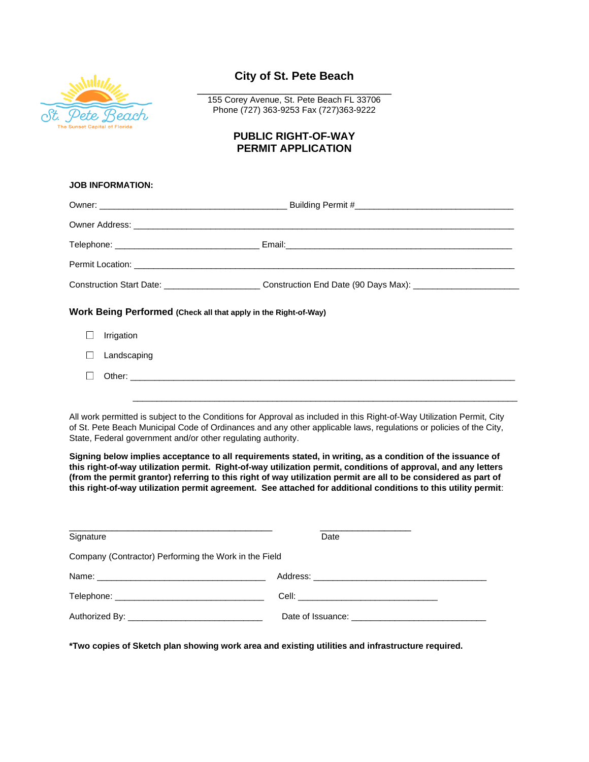# City of St. Pete Beach

155 Corey Avenue, St. Pete Beach FL 33706
Phone (727) 363-9253 Fax (727)363-9222

## PUBLIC RIGHT-OF-WAY PERMIT APPLICATION

**JOB INFORMATION:**

Owner: ______________________________________ Building Permit #________________________________

Owner Address: ____________________________________________________________________________

Telephone: _____________________________ Email:_____________________________________________

Permit Location: ___________________________________________________________________________

Construction Start Date: ___________________ Construction End Date (90 Days Max): _____________________

**Work Being Performed** **(Check all that apply in the Right-of-Way)**

- ☐ Irrigation
- ☐ Landscaping
- ☐ Other: ____________________________________________________________________________

_____________________________________________________________________________

All work permitted is subject to the Conditions for Approval as included in this Right-of-Way Utilization Permit, City of St. Pete Beach Municipal Code of Ordinances and any other applicable laws, regulations or policies of the City, State, Federal government and/or other regulating authority.

**Signing below implies acceptance to all requirements stated, in writing, as a condition of the issuance of this right-of-way utilization permit. Right-of-way utilization permit, conditions of approval, and any letters (from the permit grantor) referring to this right of way utilization permit are all to be considered as part of this right-of-way utilization permit agreement. See attached for additional conditions to this utility permit**:

_________________________________________ __________________
Signature Date

Company (Contractor) Performing the Work in the Field

Name: __________________________________ Address: ___________________________________

Telephone: ______________________________ Cell: ____________________________

Authorized By: ___________________________ Date of Issuance: ___________________________

**\*Two copies of Sketch plan showing work area and existing utilities and infrastructure required.**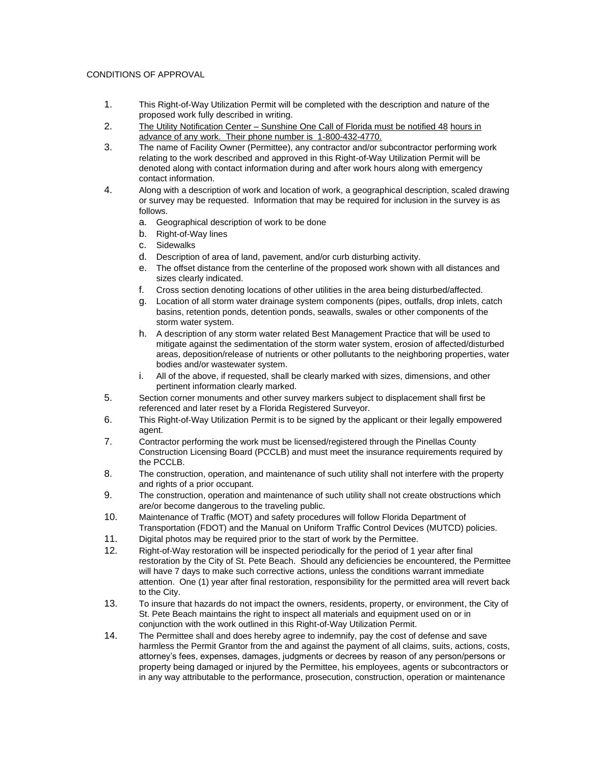CONDITIONS OF APPROVAL

1. This Right-of-Way Utilization Permit will be completed with the description and nature of the proposed work fully described in writing.
2. <u>The Utility Notification Center – Sunshine One Call of Florida must be notified 48 hours in advance of any work. Their phone number is 1-800-432-4770.</u>
3. The name of Facility Owner (Permittee), any contractor and/or subcontractor performing work relating to the work described and approved in this Right-of-Way Utilization Permit will be denoted along with contact information during and after work hours along with emergency contact information.
4. Along with a description of work and location of work, a geographical description, scaled drawing or survey may be requested. Information that may be required for inclusion in the survey is as follows.
   a. Geographical description of work to be done
   b. Right-of-Way lines
   c. Sidewalks
   d. Description of area of land, pavement, and/or curb disturbing activity.
   e. The offset distance from the centerline of the proposed work shown with all distances and sizes clearly indicated.
   f. Cross section denoting locations of other utilities in the area being disturbed/affected.
   g. Location of all storm water drainage system components (pipes, outfalls, drop inlets, catch basins, retention ponds, detention ponds, seawalls, swales or other components of the storm water system.
   h. A description of any storm water related Best Management Practice that will be used to mitigate against the sedimentation of the storm water system, erosion of affected/disturbed areas, deposition/release of nutrients or other pollutants to the neighboring properties, water bodies and/or wastewater system.
   i. All of the above, if requested, shall be clearly marked with sizes, dimensions, and other pertinent information clearly marked.
5. Section corner monuments and other survey markers subject to displacement shall first be referenced and later reset by a Florida Registered Surveyor.
6. This Right-of-Way Utilization Permit is to be signed by the applicant or their legally empowered agent.
7. Contractor performing the work must be licensed/registered through the Pinellas County Construction Licensing Board (PCCLB) and must meet the insurance requirements required by the PCCLB.
8. The construction, operation, and maintenance of such utility shall not interfere with the property and rights of a prior occupant.
9. The construction, operation and maintenance of such utility shall not create obstructions which are/or become dangerous to the traveling public.
10. Maintenance of Traffic (MOT) and safety procedures will follow Florida Department of Transportation (FDOT) and the Manual on Uniform Traffic Control Devices (MUTCD) policies.
11. Digital photos may be required prior to the start of work by the Permittee.
12. Right-of-Way restoration will be inspected periodically for the period of 1 year after final restoration by the City of St. Pete Beach. Should any deficiencies be encountered, the Permittee will have 7 days to make such corrective actions, unless the conditions warrant immediate attention. One (1) year after final restoration, responsibility for the permitted area will revert back to the City.
13. To insure that hazards do not impact the owners, residents, property, or environment, the City of St. Pete Beach maintains the right to inspect all materials and equipment used on or in conjunction with the work outlined in this Right-of-Way Utilization Permit.
14. The Permittee shall and does hereby agree to indemnify, pay the cost of defense and save harmless the Permit Grantor from the and against the payment of all claims, suits, actions, costs, attorney's fees, expenses, damages, judgments or decrees by reason of any person/persons or property being damaged or injured by the Permittee, his employees, agents or subcontractors or in any way attributable to the performance, prosecution, construction, operation or maintenance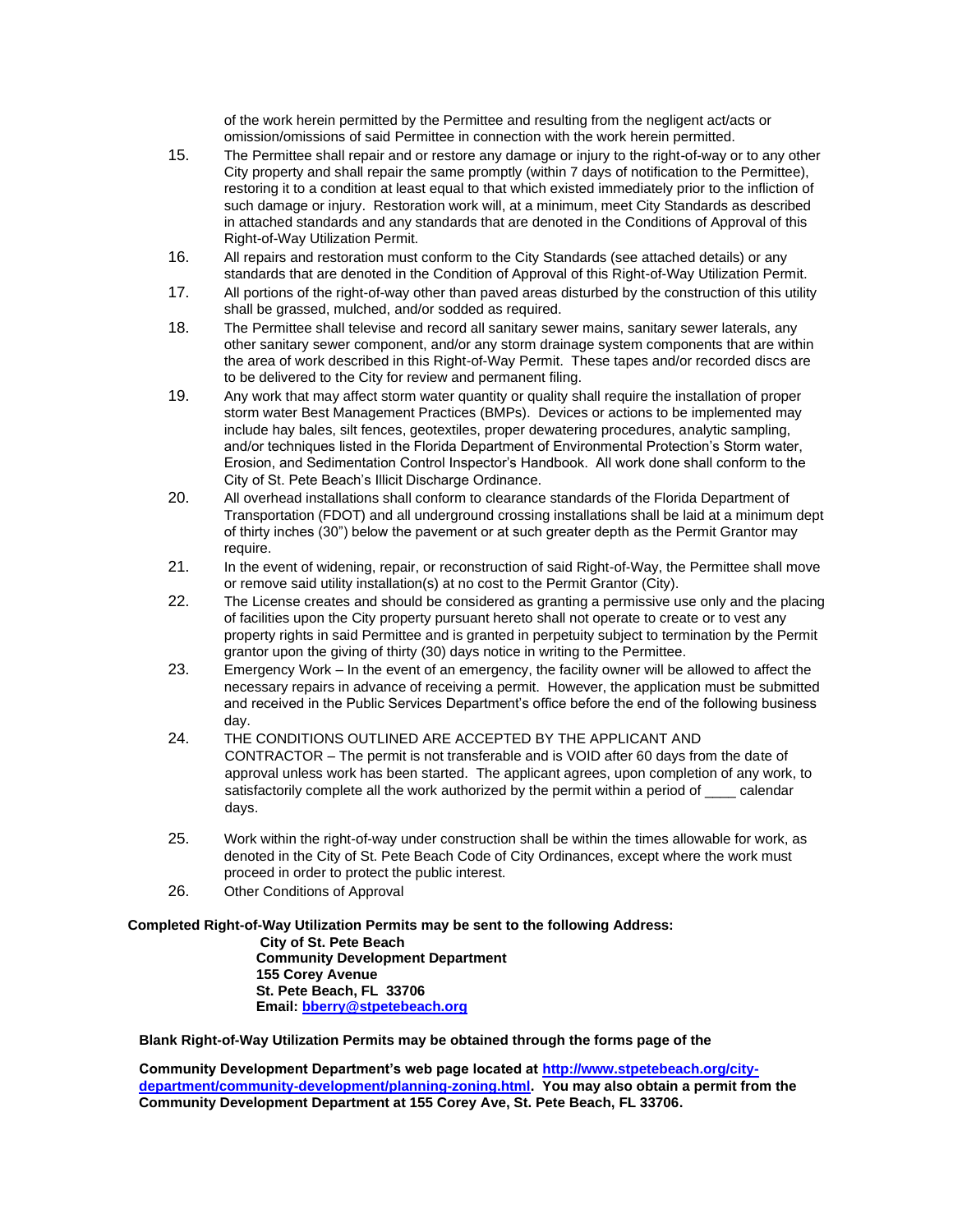of the work herein permitted by the Permittee and resulting from the negligent act/acts or omission/omissions of said Permittee in connection with the work herein permitted.

15. The Permittee shall repair and or restore any damage or injury to the right-of-way or to any other City property and shall repair the same promptly (within 7 days of notification to the Permittee), restoring it to a condition at least equal to that which existed immediately prior to the infliction of such damage or injury. Restoration work will, at a minimum, meet City Standards as described in attached standards and any standards that are denoted in the Conditions of Approval of this Right-of-Way Utilization Permit.
16. All repairs and restoration must conform to the City Standards (see attached details) or any standards that are denoted in the Condition of Approval of this Right-of-Way Utilization Permit.
17. All portions of the right-of-way other than paved areas disturbed by the construction of this utility shall be grassed, mulched, and/or sodded as required.
18. The Permittee shall televise and record all sanitary sewer mains, sanitary sewer laterals, any other sanitary sewer component, and/or any storm drainage system components that are within the area of work described in this Right-of-Way Permit. These tapes and/or recorded discs are to be delivered to the City for review and permanent filing.
19. Any work that may affect storm water quantity or quality shall require the installation of proper storm water Best Management Practices (BMPs). Devices or actions to be implemented may include hay bales, silt fences, geotextiles, proper dewatering procedures, analytic sampling, and/or techniques listed in the Florida Department of Environmental Protection's Storm water, Erosion, and Sedimentation Control Inspector's Handbook. All work done shall conform to the City of St. Pete Beach's Illicit Discharge Ordinance.
20. All overhead installations shall conform to clearance standards of the Florida Department of Transportation (FDOT) and all underground crossing installations shall be laid at a minimum dept of thirty inches (30") below the pavement or at such greater depth as the Permit Grantor may require.
21. In the event of widening, repair, or reconstruction of said Right-of-Way, the Permittee shall move or remove said utility installation(s) at no cost to the Permit Grantor (City).
22. The License creates and should be considered as granting a permissive use only and the placing of facilities upon the City property pursuant hereto shall not operate to create or to vest any property rights in said Permittee and is granted in perpetuity subject to termination by the Permit grantor upon the giving of thirty (30) days notice in writing to the Permittee.
23. Emergency Work – In the event of an emergency, the facility owner will be allowed to affect the necessary repairs in advance of receiving a permit. However, the application must be submitted and received in the Public Services Department's office before the end of the following business day.
24. THE CONDITIONS OUTLINED ARE ACCEPTED BY THE APPLICANT AND CONTRACTOR – The permit is not transferable and is VOID after 60 days from the date of approval unless work has been started. The applicant agrees, upon completion of any work, to satisfactorily complete all the work authorized by the permit within a period of ____ calendar days.
25. Work within the right-of-way under construction shall be within the times allowable for work, as denoted in the City of St. Pete Beach Code of City Ordinances, except where the work must proceed in order to protect the public interest.
26. Other Conditions of Approval

**Completed Right-of-Way Utilization Permits may be sent to the following Address:**

**City of St. Pete Beach**
**Community Development Department**
**155 Corey Avenue**
**St. Pete Beach, FL 33706**
**Email: bberry@stpetebeach.org**

**Blank Right-of-Way Utilization Permits may be obtained through the forms page of the**

**Community Development Department's web page located at http://www.stpetebeach.org/city-department/community-development/planning-zoning.html. You may also obtain a permit from the Community Development Department at 155 Corey Ave, St. Pete Beach, FL 33706.**